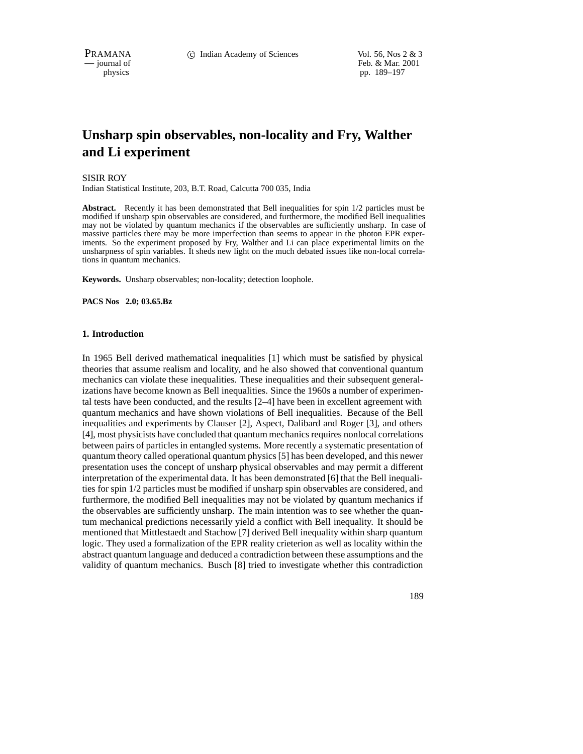# Unsharp spin observables, non-locality and Fry, Walther and Li experiment

SISIR ROY

Indian Statistical Institute, 203, B.T. Road, Calcutta 700 035, India

**Abstract.** Recently it has been demonstrated that Bell inequalities for spin 1/2 particles must be modified if unsharp spin observables are considered, and furthermore, the modified Bell inequalities may not be violated by quantum mechanics if the observables are sufficiently unsharp. In case of massive particles there may be more imperfection than seems to appear in the photon EPR experiments. So the experiment proposed by Fry, Walther and Li can place experimental limits on the unsharpness of spin variables. It sheds new light on the much debated issues like non-local correlations in quantum mechanics.

**Keywords.** Unsharp observables; non-locality; detection loophole.

**PACS Nos 2.0; 03.65.Bz**

## 1. Introduction

In 1965 Bell derived mathematical inequalities [1] which must be satisfied by physical theories that assume realism and locality, and he also showed that conventional quantum mechanics can violate these inequalities. These inequalities and their subsequent generalizations have become known as Bell inequalities. Since the 1960s a number of experimental tests have been conducted, and the results [2–4] have been in excellent agreement with quantum mechanics and have shown violations of Bell inequalities. Because of the Bell inequalities and experiments by Clauser [2], Aspect, Dalibard and Roger [3], and others [4], most physicists have concluded that quantum mechanics requires nonlocal correlations between pairs of particles in entangled systems. More recently a systematic presentation of quantum theory called operational quantum physics [5] has been developed, and this newer presentation uses the concept of unsharp physical observables and may permit a different interpretation of the experimental data. It has been demonstrated [6] that the Bell inequalities for spin 1/2 particles must be modified if unsharp spin observables are considered, and furthermore, the modified Bell inequalities may not be violated by quantum mechanics if the observables are sufficiently unsharp. The main intention was to see whether the quantum mechanical predictions necessarily yield a conflict with Bell inequality. It should be mentioned that Mittlestaedt and Stachow [7] derived Bell inequality within sharp quantum logic. They used a formalization of the EPR reality crieterion as well as locality within the abstract quantum language and deduced a contradiction between these assumptions and the validity of quantum mechanics. Busch [8] tried to investigate whether this contradiction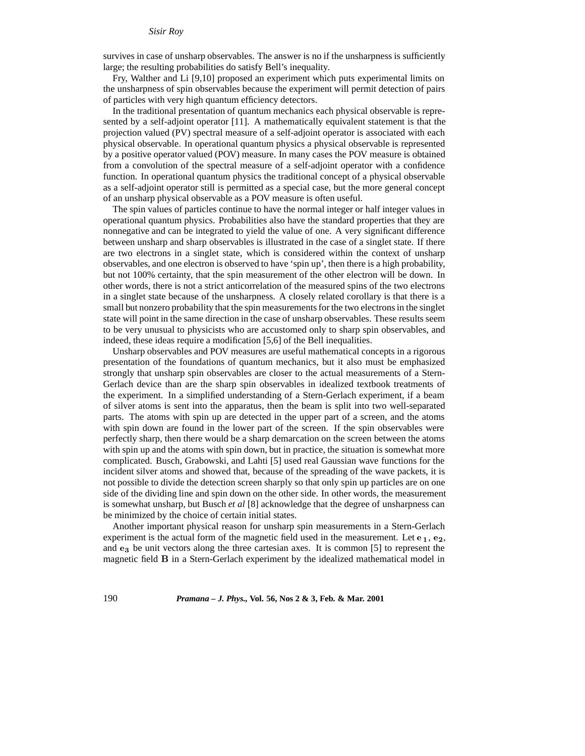survives in case of unsharp observables. The answer is no if the unsharpness is sufficiently large; the resulting probabilities do satisfy Bell's inequality.

Fry, Walther and Li [9,10] proposed an experiment which puts experimental limits on the unsharpness of spin observables because the experiment will permit detection of pairs of particles with very high quantum efficiency detectors.

In the traditional presentation of quantum mechanics each physical observable is represented by a self-adjoint operator [11]. A mathematically equivalent statement is that the projection valued (PV) spectral measure of a self-adjoint operator is associated with each physical observable. In operational quantum physics a physical observable is represented by a positive operator valued (POV) measure. In many cases the POV measure is obtained from a convolution of the spectral measure of a self-adjoint operator with a confidence function. In operational quantum physics the traditional concept of a physical observable as a self-adjoint operator still is permitted as a special case, but the more general concept of an unsharp physical observable as a POV measure is often useful.

The spin values of particles continue to have the normal integer or half integer values in operational quantum physics. Probabilities also have the standard properties that they are nonnegative and can be integrated to yield the value of one. A very significant difference between unsharp and sharp observables is illustrated in the case of a singlet state. If there are two electrons in a singlet state, which is considered within the context of unsharp observables, and one electron is observed to have 'spin up', then there is a high probability, but not 100% certainty, that the spin measurement of the other electron will be down. In other words, there is not a strict anticorrelation of the measured spins of the two electrons in a singlet state because of the unsharpness. A closely related corollary is that there is a small but nonzero probability that the spin measurements for the two electrons in the singlet state will point in the same direction in the case of unsharp observables. These results seem to be very unusual to physicists who are accustomed only to sharp spin observables, and indeed, these ideas require a modification [5,6] of the Bell inequalities.

Unsharp observables and POV measures are useful mathematical concepts in a rigorous presentation of the foundations of quantum mechanics, but it also must be emphasized strongly that unsharp spin observables are closer to the actual measurements of a Stern-Gerlach device than are the sharp spin observables in idealized textbook treatments of the experiment. In a simplified understanding of a Stern-Gerlach experiment, if a beam of silver atoms is sent into the apparatus, then the beam is split into two well-separated parts. The atoms with spin up are detected in the upper part of a screen, and the atoms with spin down are found in the lower part of the screen. If the spin observables were perfectly sharp, then there would be a sharp demarcation on the screen between the atoms with spin up and the atoms with spin down, but in practice, the situation is somewhat more complicated. Busch, Grabowski, and Lahti [5] used real Gaussian wave functions for the incident silver atoms and showed that, because of the spreading of the wave packets, it is not possible to divide the detection screen sharply so that only spin up particles are on one side of the dividing line and spin down on the other side. In other words, the measurement is somewhat unsharp, but Busch *et al* [8] acknowledge that the degree of unsharpness can be minimized by the choice of certain initial states.

Another important physical reason for unsharp spin measurements in a Stern-Gerlach experiment is the actual form of the magnetic field used in the measurement. Let $\mathbf{e}_1$, $\mathbf{e}_2$, and $\mathbf{e}_3$ be unit vectors along the three cartesian axes. It is common [5] to represent the magnetic field $\mathbf{B}$ in a Stern-Gerlach experiment by the idealized mathematical model in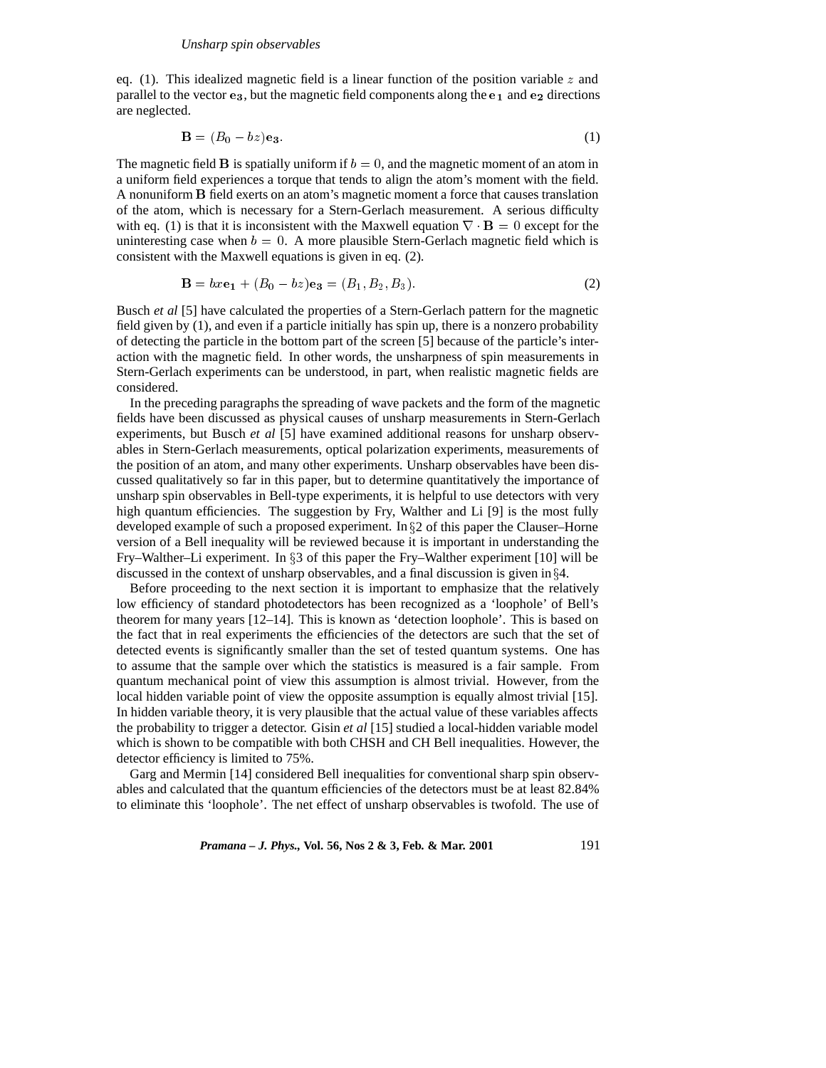eq. (1). This idealized magnetic field is a linear function of the position variable $z$ and parallel to the vector $\mathbf{e_3}$, but the magnetic field components along the $\mathbf{e_1}$ and $\mathbf{e_2}$ directions are neglected.

$$\mathbf{B} = (B_0 - bz)\mathbf{e_3}. \tag{1}$$

The magnetic field $\mathbf{B}$ is spatially uniform if $b = 0$, and the magnetic moment of an atom in a uniform field experiences a torque that tends to align the atom's moment with the field. A nonuniform $\mathbf{B}$ field exerts on an atom's magnetic moment a force that causes translation of the atom, which is necessary for a Stern-Gerlach measurement. A serious difficulty with eq. (1) is that it is inconsistent with the Maxwell equation $\nabla \cdot \mathbf{B} = 0$ except for the uninteresting case when $b = 0$. A more plausible Stern-Gerlach magnetic field which is consistent with the Maxwell equations is given in eq. (2).

$$\mathbf{B} = bx\mathbf{e_1} + (B_0 - bz)\mathbf{e_3} = (B_1, B_2, B_3). \tag{2}$$

Busch *et al* [5] have calculated the properties of a Stern-Gerlach pattern for the magnetic field given by (1), and even if a particle initially has spin up, there is a nonzero probability of detecting the particle in the bottom part of the screen [5] because of the particle's interaction with the magnetic field. In other words, the unsharpness of spin measurements in Stern-Gerlach experiments can be understood, in part, when realistic magnetic fields are considered.

In the preceding paragraphs the spreading of wave packets and the form of the magnetic fields have been discussed as physical causes of unsharp measurements in Stern-Gerlach experiments, but Busch *et al* [5] have examined additional reasons for unsharp observables in Stern-Gerlach measurements, optical polarization experiments, measurements of the position of an atom, and many other experiments. Unsharp observables have been discussed qualitatively so far in this paper, but to determine quantitatively the importance of unsharp spin observables in Bell-type experiments, it is helpful to use detectors with very high quantum efficiencies. The suggestion by Fry, Walther and Li [9] is the most fully developed example of such a proposed experiment. In §2 of this paper the Clauser–Horne version of a Bell inequality will be reviewed because it is important in understanding the Fry–Walther–Li experiment. In §3 of this paper the Fry–Walther experiment [10] will be discussed in the context of unsharp observables, and a final discussion is given in §4.

Before proceeding to the next section it is important to emphasize that the relatively low efficiency of standard photodetectors has been recognized as a 'loophole' of Bell's theorem for many years [12–14]. This is known as 'detection loophole'. This is based on the fact that in real experiments the efficiencies of the detectors are such that the set of detected events is significantly smaller than the set of tested quantum systems. One has to assume that the sample over which the statistics is measured is a fair sample. From quantum mechanical point of view this assumption is almost trivial. However, from the local hidden variable point of view the opposite assumption is equally almost trivial [15]. In hidden variable theory, it is very plausible that the actual value of these variables affects the probability to trigger a detector. Gisin *et al* [15] studied a local-hidden variable model which is shown to be compatible with both CHSH and CH Bell inequalities. However, the detector efficiency is limited to 75%.

Garg and Mermin [14] considered Bell inequalities for conventional sharp spin observables and calculated that the quantum efficiencies of the detectors must be at least 82.84% to eliminate this 'loophole'. The net effect of unsharp observables is twofold. The use of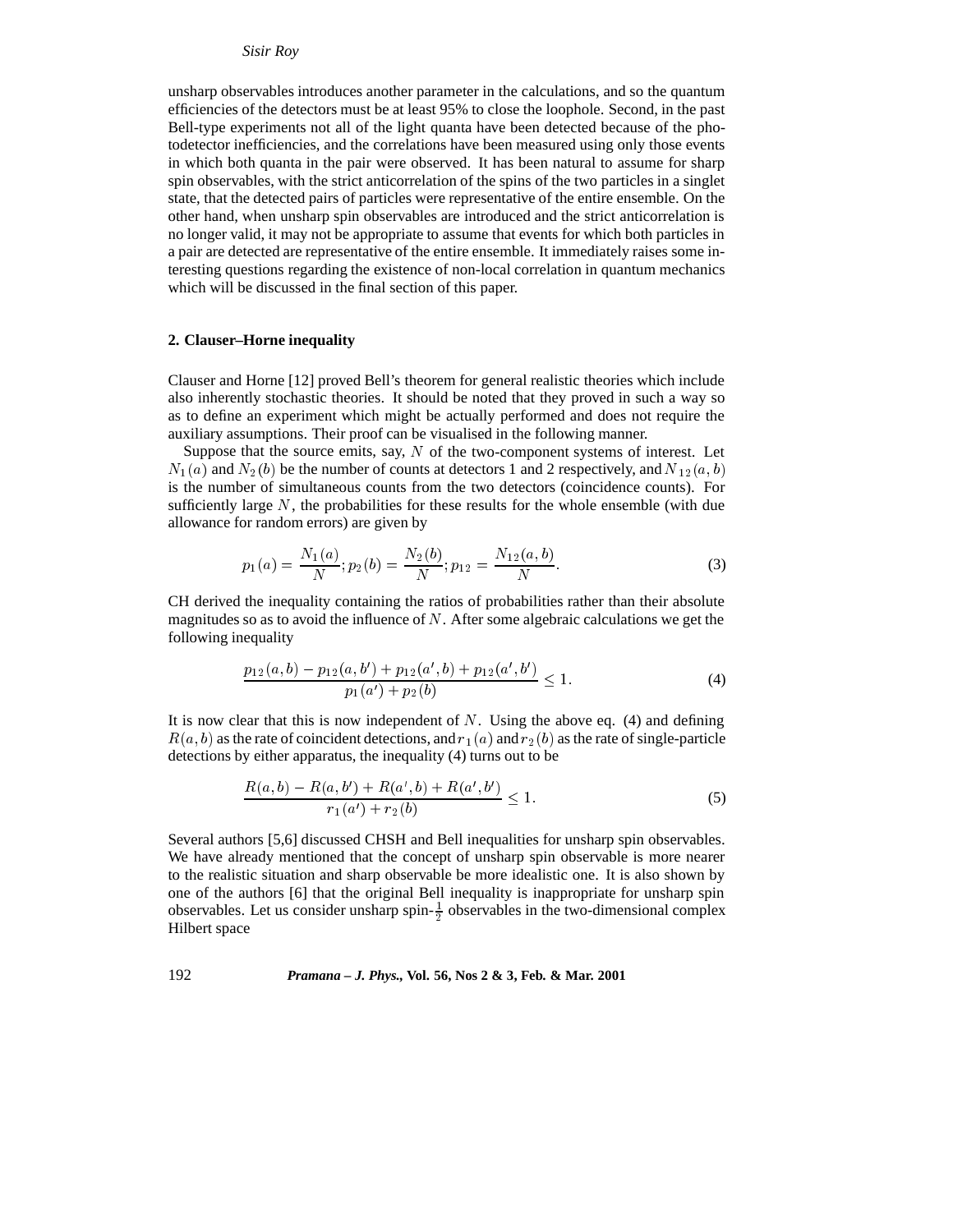unsharp observables introduces another parameter in the calculations, and so the quantum efficiencies of the detectors must be at least 95% to close the loophole. Second, in the past Bell-type experiments not all of the light quanta have been detected because of the photodetector inefficiencies, and the correlations have been measured using only those events in which both quanta in the pair were observed. It has been natural to assume for sharp spin observables, with the strict anticorrelation of the spins of the two particles in a singlet state, that the detected pairs of particles were representative of the entire ensemble. On the other hand, when unsharp spin observables are introduced and the strict anticorrelation is no longer valid, it may not be appropriate to assume that events for which both particles in a pair are detected are representative of the entire ensemble. It immediately raises some interesting questions regarding the existence of non-local correlation in quantum mechanics which will be discussed in the final section of this paper.

## 2. Clauser–Horne inequality

Clauser and Horne [12] proved Bell's theorem for general realistic theories which include also inherently stochastic theories. It should be noted that they proved in such a way so as to define an experiment which might be actually performed and does not require the auxiliary assumptions. Their proof can be visualised in the following manner.

Suppose that the source emits, say, $N$ of the two-component systems of interest. Let $N_1(a)$ and $N_2(b)$ be the number of counts at detectors 1 and 2 respectively, and $N_{12}(a,b)$ is the number of simultaneous counts from the two detectors (coincidence counts). For sufficiently large $N$, the probabilities for these results for the whole ensemble (with due allowance for random errors) are given by

$$p_1(a) = \frac{N_1(a)}{N}; p_2(b) = \frac{N_2(b)}{N}; p_{12} = \frac{N_{12}(a,b)}{N}. \tag{3}$$

CH derived the inequality containing the ratios of probabilities rather than their absolute magnitudes so as to avoid the influence of $N$. After some algebraic calculations we get the following inequality

$$\frac{p_{12}(a,b) - p_{12}(a,b') + p_{12}(a',b) + p_{12}(a',b')}{p_1(a') + p_2(b)} \leq 1. \tag{4}$$

It is now clear that this is now independent of $N$. Using the above eq. (4) and defining $R(a,b)$ as the rate of coincident detections, and $r_1(a)$ and $r_2(b)$ as the rate of single-particle detections by either apparatus, the inequality (4) turns out to be

$$\frac{R(a,b) - R(a,b') + R(a',b) + R(a',b')}{r_1(a') + r_2(b)} \leq 1. \tag{5}$$

Several authors [5,6] discussed CHSH and Bell inequalities for unsharp spin observables. We have already mentioned that the concept of unsharp spin observable is more nearer to the realistic situation and sharp observable be more idealistic one. It is also shown by one of the authors [6] that the original Bell inequality is inappropriate for unsharp spin observables. Let us consider unsharp spin-$\frac{1}{2}$ observables in the two-dimensional complex Hilbert space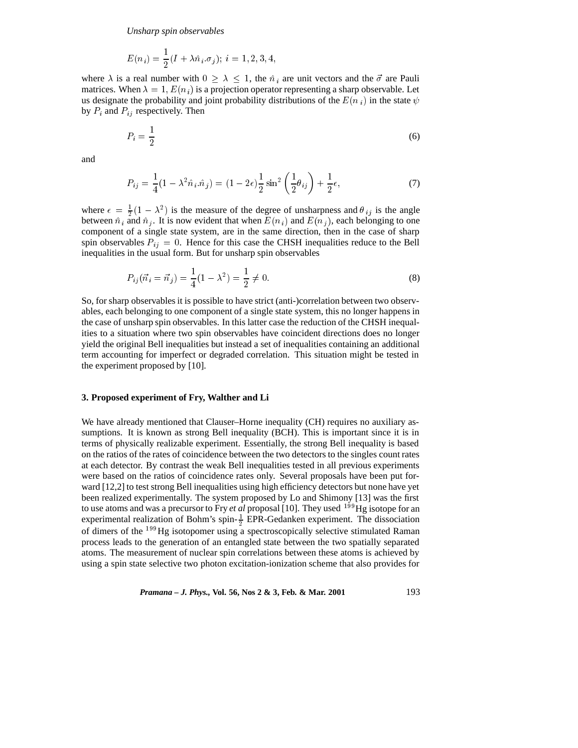$$E(n_i) = \frac{1}{2}(I + \lambda \hat{n}_i.\sigma_j);\; i = 1, 2, 3, 4,$$

where $\lambda$ is a real number with $0 \geq \lambda \leq 1$, the $\hat{n}_i$ are unit vectors and the $\vec{\sigma}$ are Pauli matrices. When $\lambda = 1$, $E(n_i)$ is a projection operator representing a sharp observable. Let us designate the probability and joint probability distributions of the $E(n_i)$ in the state $\psi$ by $P_i$ and $P_{ij}$ respectively. Then

$$P_i = \frac{1}{2} \tag{6}$$

and

$$P_{ij} = \frac{1}{4}(1 - \lambda^2 \hat{n}_i.\hat{n}_j) = (1 - 2\epsilon)\frac{1}{2}\sin^2\left(\frac{1}{2}\theta_{ij}\right) + \frac{1}{2}\epsilon, \tag{7}$$

where $\epsilon = \frac{1}{2}(1 - \lambda^2)$ is the measure of the degree of unsharpness and $\theta_{ij}$ is the angle between $\hat{n}_i$ and $\hat{n}_j$. It is now evident that when $E(n_i)$ and $E(n_j)$, each belonging to one component of a single state system, are in the same direction, then in the case of sharp spin observables $P_{ij} = 0$. Hence for this case the CHSH inequalities reduce to the Bell inequalities in the usual form. But for unsharp spin observables

$$P_{ij}(\vec{n}_i = \vec{n}_j) = \frac{1}{4}(1 - \lambda^2) = \frac{1}{2} \neq 0. \tag{8}$$

So, for sharp observables it is possible to have strict (anti-)correlation between two observables, each belonging to one component of a single state system, this no longer happens in the case of unsharp spin observables. In this latter case the reduction of the CHSH inequalities to a situation where two spin observables have coincident directions does no longer yield the original Bell inequalities but instead a set of inequalities containing an additional term accounting for imperfect or degraded correlation. This situation might be tested in the experiment proposed by [10].

## 3. Proposed experiment of Fry, Walther and Li

We have already mentioned that Clauser–Horne inequality (CH) requires no auxiliary assumptions. It is known as strong Bell inequality (BCH). This is important since it is in terms of physically realizable experiment. Essentially, the strong Bell inequality is based on the ratios of the rates of coincidence between the two detectors to the singles count rates at each detector. By contrast the weak Bell inequalities tested in all previous experiments were based on the ratios of coincidence rates only. Several proposals have been put forward [12,2] to test strong Bell inequalities using high efficiency detectors but none have yet been realized experimentally. The system proposed by Lo and Shimony [13] was the first to use atoms and was a precursor to Fry *et al* proposal [10]. They used $^{199}$Hg isotope for an experimental realization of Bohm's spin-$\frac{1}{2}$ EPR-Gedanken experiment. The dissociation of dimers of the $^{199}$Hg isotopomer using a spectroscopically selective stimulated Raman process leads to the generation of an entangled state between the two spatially separated atoms. The measurement of nuclear spin correlations between these atoms is achieved by using a spin state selective two photon excitation-ionization scheme that also provides for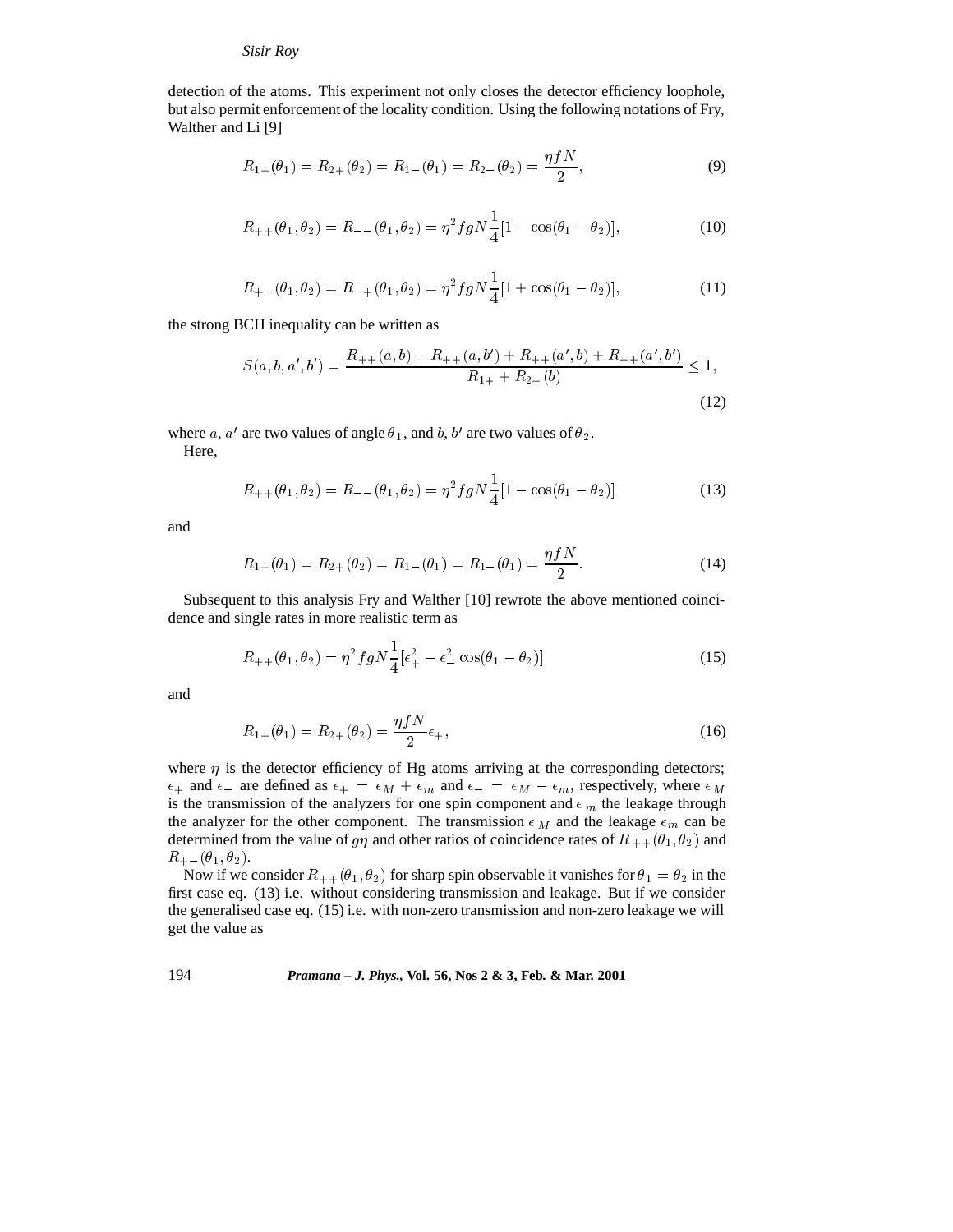detection of the atoms. This experiment not only closes the detector efficiency loophole, but also permit enforcement of the locality condition. Using the following notations of Fry, Walther and Li [9]

$$R_{1+}(\theta_1) = R_{2+}(\theta_2) = R_{1-}(\theta_1) = R_{2-}(\theta_2) = \frac{\eta f N}{2}, \tag{9}$$

$$R_{++}(\theta_1, \theta_2) = R_{--}(\theta_1, \theta_2) = \eta^2 f g N \frac{1}{4}[1 - \cos(\theta_1 - \theta_2)], \tag{10}$$

$$R_{+-}(\theta_1, \theta_2) = R_{-+}(\theta_1, \theta_2) = \eta^2 f g N \frac{1}{4}[1 + \cos(\theta_1 - \theta_2)], \tag{11}$$

the strong BCH inequality can be written as

$$S(a, b, a', b') = \frac{R_{++}(a, b) - R_{++}(a, b') + R_{++}(a', b) + R_{++}(a', b')}{R_{1+} + R_{2+}(b)} \leq 1, \tag{12}$$

where $a$, $a'$ are two values of angle $\theta_1$, and $b$, $b'$ are two values of $\theta_2$.

Here,

$$R_{++}(\theta_1, \theta_2) = R_{--}(\theta_1, \theta_2) = \eta^2 f g N \frac{1}{4}[1 - \cos(\theta_1 - \theta_2)] \tag{13}$$

and

$$R_{1+}(\theta_1) = R_{2+}(\theta_2) = R_{1-}(\theta_1) = R_{1-}(\theta_1) = \frac{\eta f N}{2}. \tag{14}$$

Subsequent to this analysis Fry and Walther [10] rewrote the above mentioned coincidence and single rates in more realistic term as

$$R_{++}(\theta_1, \theta_2) = \eta^2 f g N \frac{1}{4}[\epsilon_+^2 - \epsilon_-^2 \cos(\theta_1 - \theta_2)] \tag{15}$$

and

$$R_{1+}(\theta_1) = R_{2+}(\theta_2) = \frac{\eta f N}{2} \epsilon_+, \tag{16}$$

where $\eta$ is the detector efficiency of Hg atoms arriving at the corresponding detectors; $\epsilon_+$ and $\epsilon_-$ are defined as $\epsilon_+ = \epsilon_M + \epsilon_m$ and $\epsilon_- = \epsilon_M - \epsilon_m$, respectively, where $\epsilon_M$ is the transmission of the analyzers for one spin component and $\epsilon_m$ the leakage through the analyzer for the other component. The transmission $\epsilon_M$ and the leakage $\epsilon_m$ can be determined from the value of $g\eta$ and other ratios of coincidence rates of $R_{++}(\theta_1, \theta_2)$ and $R_{+-}(\theta_1, \theta_2)$.

Now if we consider $R_{++}(\theta_1, \theta_2)$ for sharp spin observable it vanishes for $\theta_1 = \theta_2$ in the first case eq. (13) i.e. without considering transmission and leakage. But if we consider the generalised case eq. (15) i.e. with non-zero transmission and non-zero leakage we will get the value as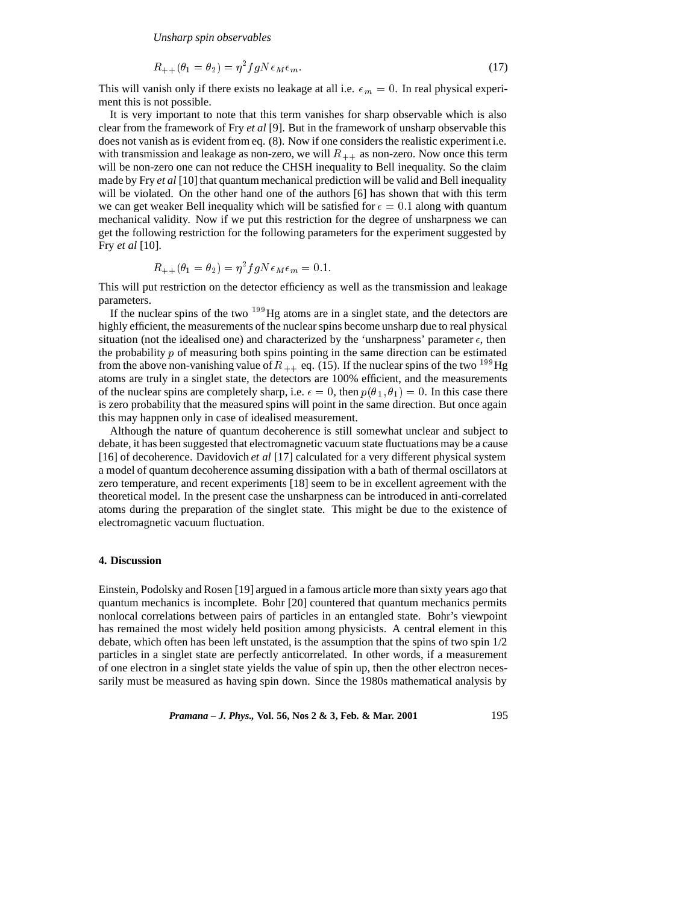$$R_{++}(\theta_1 = \theta_2) = \eta^2 fgN\epsilon_M\epsilon_m. \tag{17}$$

This will vanish only if there exists no leakage at all i.e. $\epsilon_m = 0$. In real physical experiment this is not possible.

It is very important to note that this term vanishes for sharp observable which is also clear from the framework of Fry *et al* [9]. But in the framework of unsharp observable this does not vanish as is evident from eq. (8). Now if one considers the realistic experiment i.e. with transmission and leakage as non-zero, we will $R_{++}$ as non-zero. Now once this term will be non-zero one can not reduce the CHSH inequality to Bell inequality. So the claim made by Fry *et al* [10] that quantum mechanical prediction will be valid and Bell inequality will be violated. On the other hand one of the authors [6] has shown that with this term we can get weaker Bell inequality which will be satisfied for $\epsilon = 0.1$ along with quantum mechanical validity. Now if we put this restriction for the degree of unsharpness we can get the following restriction for the following parameters for the experiment suggested by Fry *et al* [10].

$$R_{++}(\theta_1 = \theta_2) = \eta^2 fgN\epsilon_M\epsilon_m = 0.1.$$

This will put restriction on the detector efficiency as well as the transmission and leakage parameters.

If the nuclear spins of the two $^{199}$Hg atoms are in a singlet state, and the detectors are highly efficient, the measurements of the nuclear spins become unsharp due to real physical situation (not the idealised one) and characterized by the 'unsharpness' parameter $\epsilon$, then the probability $p$ of measuring both spins pointing in the same direction can be estimated from the above non-vanishing value of $R_{++}$ eq. (15). If the nuclear spins of the two $^{199}$Hg atoms are truly in a singlet state, the detectors are 100% efficient, and the measurements of the nuclear spins are completely sharp, i.e. $\epsilon = 0$, then $p(\theta_1, \theta_1) = 0$. In this case there is zero probability that the measured spins will point in the same direction. But once again this may happnen only in case of idealised measurement.

Although the nature of quantum decoherence is still somewhat unclear and subject to debate, it has been suggested that electromagnetic vacuum state fluctuations may be a cause [16] of decoherence. Davidovich *et al* [17] calculated for a very different physical system a model of quantum decoherence assuming dissipation with a bath of thermal oscillators at zero temperature, and recent experiments [18] seem to be in excellent agreement with the theoretical model. In the present case the unsharpness can be introduced in anti-correlated atoms during the preparation of the singlet state. This might be due to the existence of electromagnetic vacuum fluctuation.

## 4. Discussion

Einstein, Podolsky and Rosen [19] argued in a famous article more than sixty years ago that quantum mechanics is incomplete. Bohr [20] countered that quantum mechanics permits nonlocal correlations between pairs of particles in an entangled state. Bohr's viewpoint has remained the most widely held position among physicists. A central element in this debate, which often has been left unstated, is the assumption that the spins of two spin 1/2 particles in a singlet state are perfectly anticorrelated. In other words, if a measurement of one electron in a singlet state yields the value of spin up, then the other electron necessarily must be measured as having spin down. Since the 1980s mathematical analysis by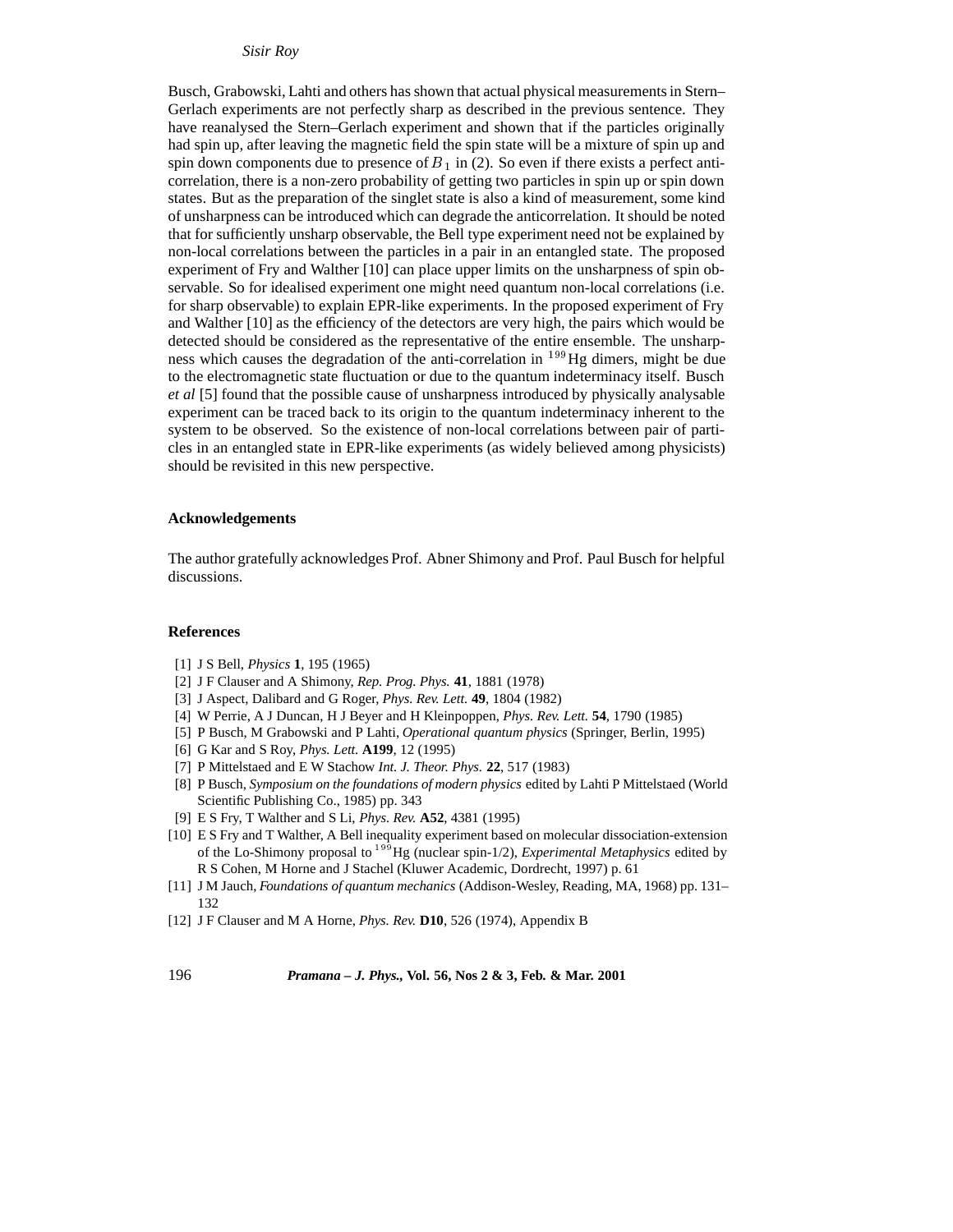Busch, Grabowski, Lahti and others has shown that actual physical measurements in Stern–Gerlach experiments are not perfectly sharp as described in the previous sentence. They have reanalysed the Stern–Gerlach experiment and shown that if the particles originally had spin up, after leaving the magnetic field the spin state will be a mixture of spin up and spin down components due to presence of $B_1$ in (2). So even if there exists a perfect anti-correlation, there is a non-zero probability of getting two particles in spin up or spin down states. But as the preparation of the singlet state is also a kind of measurement, some kind of unsharpness can be introduced which can degrade the anticorrelation. It should be noted that for sufficiently unsharp observable, the Bell type experiment need not be explained by non-local correlations between the particles in a pair in an entangled state. The proposed experiment of Fry and Walther [10] can place upper limits on the unsharpness of spin observable. So for idealised experiment one might need quantum non-local correlations (i.e. for sharp observable) to explain EPR-like experiments. In the proposed experiment of Fry and Walther [10] as the efficiency of the detectors are very high, the pairs which would be detected should be considered as the representative of the entire ensemble. The unsharpness which causes the degradation of the anti-correlation in $^{199}$Hg dimers, might be due to the electromagnetic state fluctuation or due to the quantum indeterminacy itself. Busch *et al* [5] found that the possible cause of unsharpness introduced by physically analysable experiment can be traced back to its origin to the quantum indeterminacy inherent to the system to be observed. So the existence of non-local correlations between pair of particles in an entangled state in EPR-like experiments (as widely believed among physicists) should be revisited in this new perspective.

### Acknowledgements

The author gratefully acknowledges Prof. Abner Shimony and Prof. Paul Busch for helpful discussions.

### References

[1] J S Bell, *Physics* **1**, 195 (1965)
[2] J F Clauser and A Shimony, *Rep. Prog. Phys.* **41**, 1881 (1978)
[3] J Aspect, Dalibard and G Roger, *Phys. Rev. Lett.* **49**, 1804 (1982)
[4] W Perrie, A J Duncan, H J Beyer and H Kleinpoppen, *Phys. Rev. Lett.* **54**, 1790 (1985)
[5] P Busch, M Grabowski and P Lahti, *Operational quantum physics* (Springer, Berlin, 1995)
[6] G Kar and S Roy, *Phys. Lett.* **A199**, 12 (1995)
[7] P Mittelstaed and E W Stachow *Int. J. Theor. Phys.* **22**, 517 (1983)
[8] P Busch, *Symposium on the foundations of modern physics* edited by Lahti P Mittelstaed (World Scientific Publishing Co., 1985) pp. 343
[9] E S Fry, T Walther and S Li, *Phys. Rev.* **A52**, 4381 (1995)
[10] E S Fry and T Walther, A Bell inequality experiment based on molecular dissociation-extension of the Lo-Shimony proposal to $^{199}$Hg (nuclear spin-1/2), *Experimental Metaphysics* edited by R S Cohen, M Horne and J Stachel (Kluwer Academic, Dordrecht, 1997) p. 61
[11] J M Jauch, *Foundations of quantum mechanics* (Addison-Wesley, Reading, MA, 1968) pp. 131–132
[12] J F Clauser and M A Horne, *Phys. Rev.* **D10**, 526 (1974), Appendix B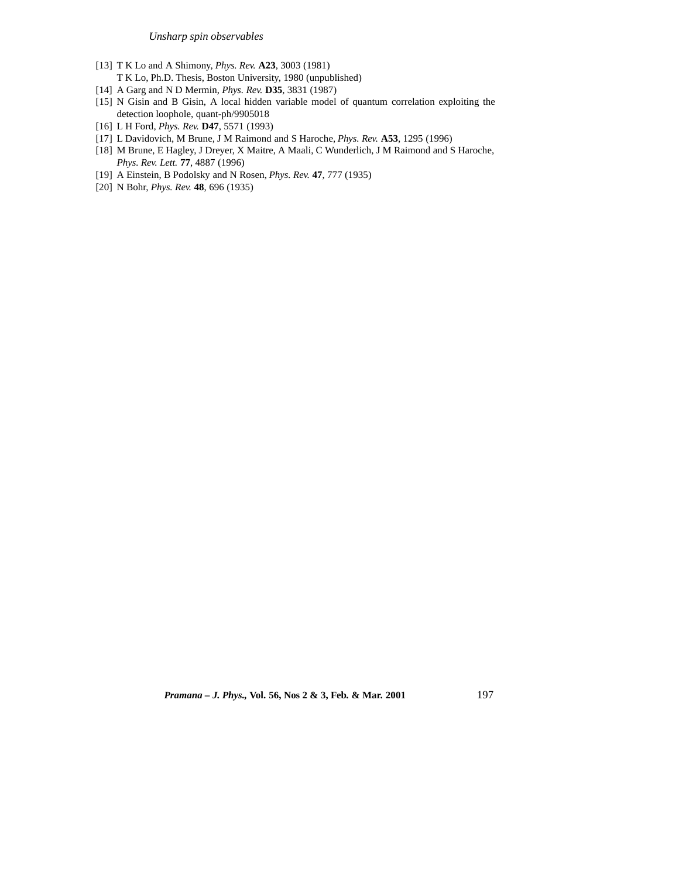[13] T K Lo and A Shimony, *Phys. Rev.* **A23**, 3003 (1981)
T K Lo, Ph.D. Thesis, Boston University, 1980 (unpublished)

[14] A Garg and N D Mermin, *Phys. Rev.* **D35**, 3831 (1987)

[15] N Gisin and B Gisin, A local hidden variable model of quantum correlation exploiting the detection loophole, quant-ph/9905018

[16] L H Ford, *Phys. Rev.* **D47**, 5571 (1993)

[17] L Davidovich, M Brune, J M Raimond and S Haroche, *Phys. Rev.* **A53**, 1295 (1996)

[18] M Brune, E Hagley, J Dreyer, X Maitre, A Maali, C Wunderlich, J M Raimond and S Haroche, *Phys. Rev. Lett.* **77**, 4887 (1996)

[19] A Einstein, B Podolsky and N Rosen, *Phys. Rev.* **47**, 777 (1935)

[20] N Bohr, *Phys. Rev.* **48**, 696 (1935)